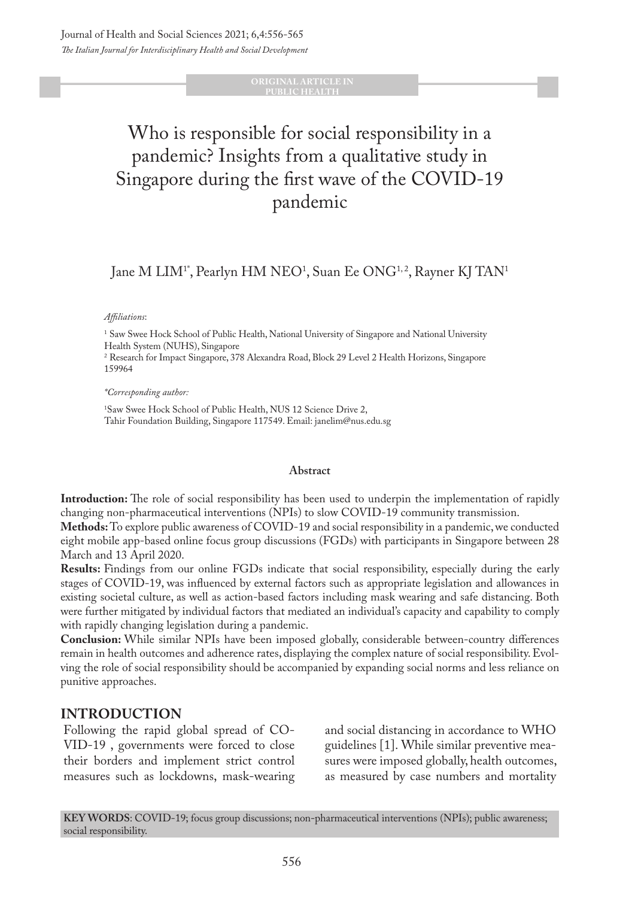ORIGINAL ARTICLE IN PUBLIC HEALTH

# Who is responsible for social responsibility in a pandemic? Insights from a qualitative study in Singapore during the first wave of the COVID-19 pandemic

Jane M LIM[1*], Pearlyn HM NEO[1], Suan Ee ONG[1,2], Rayner KJ TAN[1]

*Affiliations*:

[1] Saw Swee Hock School of Public Health, National University of Singapore and National University Health System (NUHS), Singapore

[2] Research for Impact Singapore, 378 Alexandra Road, Block 29 Level 2 Health Horizons, Singapore 159964

*\*Corresponding author:*

[1]Saw Swee Hock School of Public Health, NUS 12 Science Drive 2, Tahir Foundation Building, Singapore 117549. Email: janelim@nus.edu.sg

**Abstract**

**Introduction:** The role of social responsibility has been used to underpin the implementation of rapidly changing non-pharmaceutical interventions (NPIs) to slow COVID-19 community transmission.

**Methods:** To explore public awareness of COVID-19 and social responsibility in a pandemic, we conducted eight mobile app-based online focus group discussions (FGDs) with participants in Singapore between 28 March and 13 April 2020.

**Results:** Findings from our online FGDs indicate that social responsibility, especially during the early stages of COVID-19, was influenced by external factors such as appropriate legislation and allowances in existing societal culture, as well as action-based factors including mask wearing and safe distancing. Both were further mitigated by individual factors that mediated an individual's capacity and capability to comply with rapidly changing legislation during a pandemic.

**Conclusion:** While similar NPIs have been imposed globally, considerable between-country differences remain in health outcomes and adherence rates, displaying the complex nature of social responsibility. Evolving the role of social responsibility should be accompanied by expanding social norms and less reliance on punitive approaches.

**KEY WORDS**: COVID-19; focus group discussions; non-pharmaceutical interventions (NPIs); public awareness; social responsibility.

## INTRODUCTION

Following the rapid global spread of COVID-19 , governments were forced to close their borders and implement strict control measures such as lockdowns, mask-wearing and social distancing in accordance to WHO guidelines [1]. While similar preventive measures were imposed globally, health outcomes, as measured by case numbers and mortality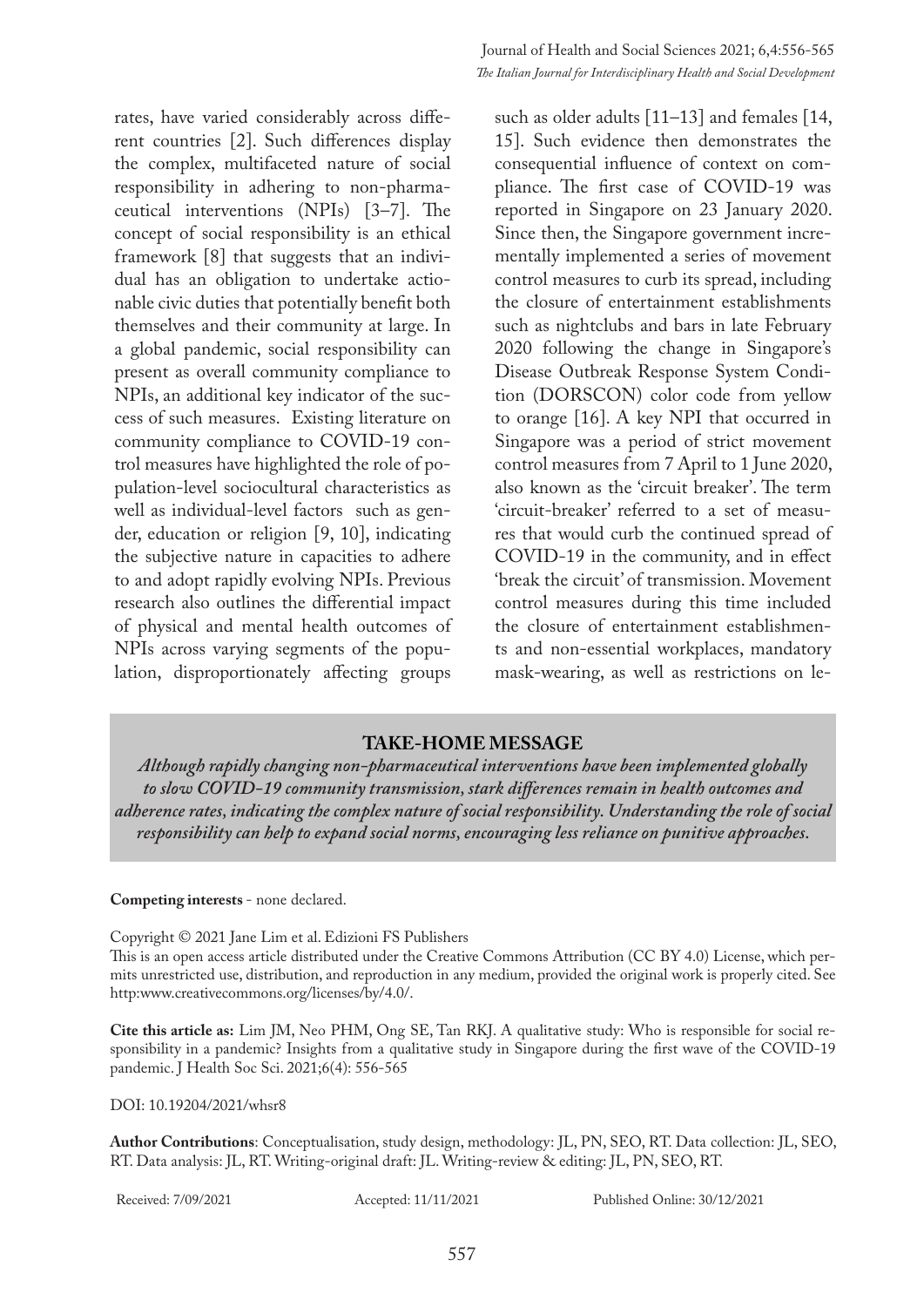rates, have varied considerably across different countries [2]. Such differences display the complex, multifaceted nature of social responsibility in adhering to non-pharmaceutical interventions (NPIs) [3–7]. The concept of social responsibility is an ethical framework [8] that suggests that an individual has an obligation to undertake actionable civic duties that potentially benefit both themselves and their community at large. In a global pandemic, social responsibility can present as overall community compliance to NPIs, an additional key indicator of the success of such measures. Existing literature on community compliance to COVID-19 control measures have highlighted the role of population-level sociocultural characteristics as well as individual-level factors such as gender, education or religion [9, 10], indicating the subjective nature in capacities to adhere to and adopt rapidly evolving NPIs. Previous research also outlines the differential impact of physical and mental health outcomes of NPIs across varying segments of the population, disproportionately affecting groups such as older adults [11–13] and females [14, 15]. Such evidence then demonstrates the consequential influence of context on compliance. The first case of COVID-19 was reported in Singapore on 23 January 2020. Since then, the Singapore government incrementally implemented a series of movement control measures to curb its spread, including the closure of entertainment establishments such as nightclubs and bars in late February 2020 following the change in Singapore's Disease Outbreak Response System Condition (DORSCON) color code from yellow to orange [16]. A key NPI that occurred in Singapore was a period of strict movement control measures from 7 April to 1 June 2020, also known as the 'circuit breaker'. The term 'circuit-breaker' referred to a set of measures that would curb the continued spread of COVID-19 in the community, and in effect 'break the circuit' of transmission. Movement control measures during this time included the closure of entertainment establishments and non-essential workplaces, mandatory mask-wearing, as well as restrictions on le-

**TAKE-HOME MESSAGE**

***Although rapidly changing non-pharmaceutical interventions have been implemented globally to slow COVID-19 community transmission, stark differences remain in health outcomes and adherence rates, indicating the complex nature of social responsibility. Understanding the role of social responsibility can help to expand social norms, encouraging less reliance on punitive approaches.***

**Competing interests** - none declared.

Copyright © 2021 Jane Lim et al. Edizioni FS Publishers
This is an open access article distributed under the Creative Commons Attribution (CC BY 4.0) License, which permits unrestricted use, distribution, and reproduction in any medium, provided the original work is properly cited. See http:www.creativecommons.org/licenses/by/4.0/.

**Cite this article as:** Lim JM, Neo PHM, Ong SE, Tan RKJ. A qualitative study: Who is responsible for social responsibility in a pandemic? Insights from a qualitative study in Singapore during the first wave of the COVID-19 pandemic. J Health Soc Sci. 2021;6(4): 556-565

DOI: 10.19204/2021/whsr8

**Author Contributions**: Conceptualisation, study design, methodology: JL, PN, SEO, RT. Data collection: JL, SEO, RT. Data analysis: JL, RT. Writing-original draft: JL. Writing-review & editing: JL, PN, SEO, RT.

Received: 7/09/2021 Accepted: 11/11/2021 Published Online: 30/12/2021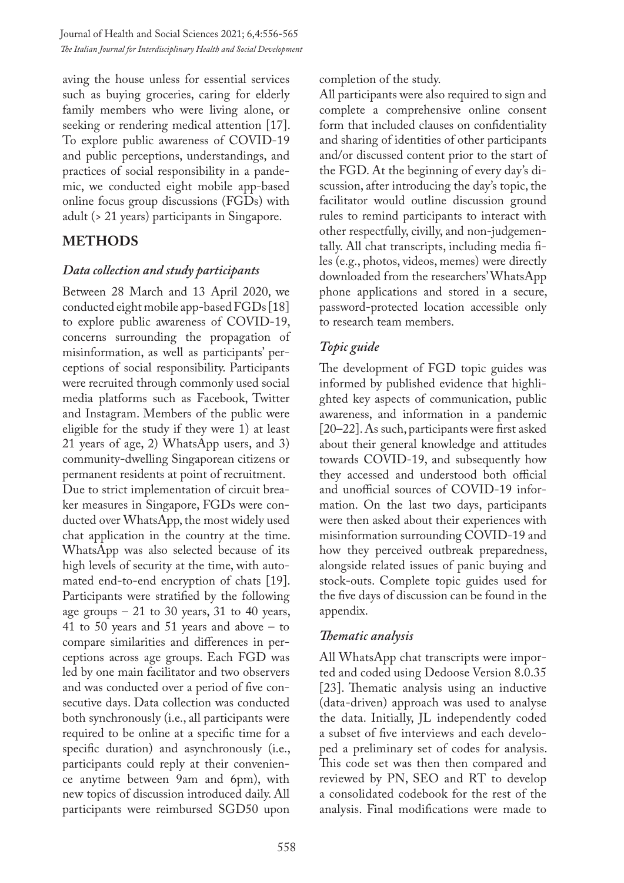aving the house unless for essential services such as buying groceries, caring for elderly family members who were living alone, or seeking or rendering medical attention [17]. To explore public awareness of COVID-19 and public perceptions, understandings, and practices of social responsibility in a pandemic, we conducted eight mobile app-based online focus group discussions (FGDs) with adult (> 21 years) participants in Singapore.

## METHODS

### *Data collection and study participants*

Between 28 March and 13 April 2020, we conducted eight mobile app-based FGDs [18] to explore public awareness of COVID-19, concerns surrounding the propagation of misinformation, as well as participants' perceptions of social responsibility. Participants were recruited through commonly used social media platforms such as Facebook, Twitter and Instagram. Members of the public were eligible for the study if they were 1) at least 21 years of age, 2) WhatsApp users, and 3) community-dwelling Singaporean citizens or permanent residents at point of recruitment.

Due to strict implementation of circuit breaker measures in Singapore, FGDs were conducted over WhatsApp, the most widely used chat application in the country at the time. WhatsApp was also selected because of its high levels of security at the time, with automated end-to-end encryption of chats [19]. Participants were stratified by the following age groups – 21 to 30 years, 31 to 40 years, 41 to 50 years and 51 years and above – to compare similarities and differences in perceptions across age groups. Each FGD was led by one main facilitator and two observers and was conducted over a period of five consecutive days. Data collection was conducted both synchronously (i.e., all participants were required to be online at a specific time for a specific duration) and asynchronously (i.e., participants could reply at their convenience anytime between 9am and 6pm), with new topics of discussion introduced daily. All participants were reimbursed SGD50 upon completion of the study.

All participants were also required to sign and complete a comprehensive online consent form that included clauses on confidentiality and sharing of identities of other participants and/or discussed content prior to the start of the FGD. At the beginning of every day's discussion, after introducing the day's topic, the facilitator would outline discussion ground rules to remind participants to interact with other respectfully, civilly, and non-judgementally. All chat transcripts, including media files (e.g., photos, videos, memes) were directly downloaded from the researchers' WhatsApp phone applications and stored in a secure, password-protected location accessible only to research team members.

### *Topic guide*

The development of FGD topic guides was informed by published evidence that highlighted key aspects of communication, public awareness, and information in a pandemic [20–22]. As such, participants were first asked about their general knowledge and attitudes towards COVID-19, and subsequently how they accessed and understood both official and unofficial sources of COVID-19 information. On the last two days, participants were then asked about their experiences with misinformation surrounding COVID-19 and how they perceived outbreak preparedness, alongside related issues of panic buying and stock-outs. Complete topic guides used for the five days of discussion can be found in the appendix.

### *Thematic analysis*

All WhatsApp chat transcripts were imported and coded using Dedoose Version 8.0.35 [23]. Thematic analysis using an inductive (data-driven) approach was used to analyse the data. Initially, JL independently coded a subset of five interviews and each developed a preliminary set of codes for analysis. This code set was then then compared and reviewed by PN, SEO and RT to develop a consolidated codebook for the rest of the analysis. Final modifications were made to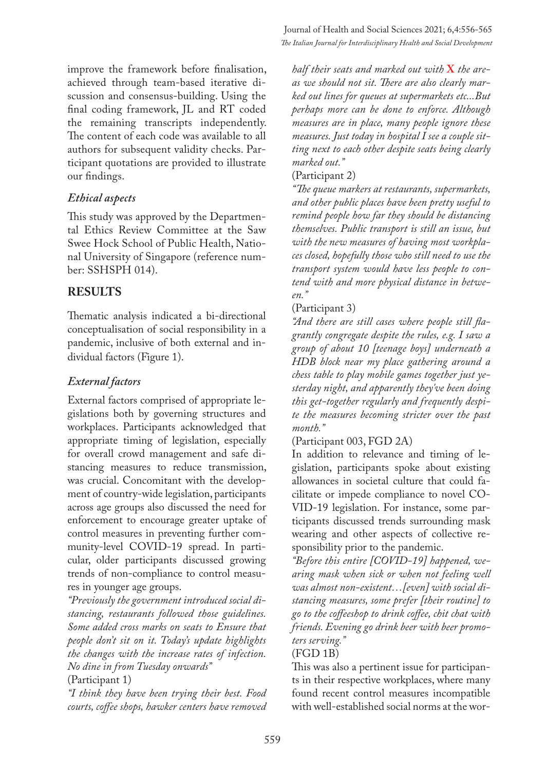improve the framework before finalisation, achieved through team-based iterative discussion and consensus-building. Using the final coding framework, JL and RT coded the remaining transcripts independently. The content of each code was available to all authors for subsequent validity checks. Participant quotations are provided to illustrate our findings.

### *Ethical aspects*

This study was approved by the Departmental Ethics Review Committee at the Saw Swee Hock School of Public Health, National University of Singapore (reference number: SSHSPH 014).

## RESULTS

Thematic analysis indicated a bi-directional conceptualisation of social responsibility in a pandemic, inclusive of both external and individual factors (Figure 1).

### *External factors*

External factors comprised of appropriate legislations both by governing structures and workplaces. Participants acknowledged that appropriate timing of legislation, especially for overall crowd management and safe distancing measures to reduce transmission, was crucial. Concomitant with the development of country-wide legislation, participants across age groups also discussed the need for enforcement to encourage greater uptake of control measures in preventing further community-level COVID-19 spread. In particular, older participants discussed growing trends of non-compliance to control measures in younger age groups.

*"Previously the government introduced social distancing, restaurants followed those guidelines. Some added cross marks on seats to Ensure that people don't sit on it. Today's update highlights the changes with the increase rates of infection. No dine in from Tuesday onwards"*

(Participant 1)

*"I think they have been trying their best. Food courts, coffee shops, hawker centers have removed half their seats and marked out with* **X** *the areas we should not sit. There are also clearly marked out lines for queues at supermarkets etc...But perhaps more can be done to enforce. Although measures are in place, many people ignore these measures. Just today in hospital I see a couple sitting next to each other despite seats being clearly marked out."*

(Participant 2)

*"The queue markers at restaurants, supermarkets, and other public places have been pretty useful to remind people how far they should be distancing themselves. Public transport is still an issue, but with the new measures of having most workplaces closed, hopefully those who still need to use the transport system would have less people to contend with and more physical distance in between."*

(Participant 3)

*"And there are still cases where people still flagrantly congregate despite the rules, e.g. I saw a group of about 10 [teenage boys] underneath a HDB block near my place gathering around a chess table to play mobile games together just yesterday night, and apparently they've been doing this get-together regularly and frequently despite the measures becoming stricter over the past month."*

(Participant 003, FGD 2A)

In addition to relevance and timing of legislation, participants spoke about existing allowances in societal culture that could facilitate or impede compliance to novel COVID-19 legislation. For instance, some participants discussed trends surrounding mask wearing and other aspects of collective responsibility prior to the pandemic.

*"Before this entire [COVID-19] happened, wearing mask when sick or when not feeling well was almost non-existent…[even] with social distancing measures, some prefer [their routine] to go to the coffeeshop to drink coffee, chit chat with friends. Evening go drink beer with beer promoters serving."*

(FGD 1B)

This was also a pertinent issue for participants in their respective workplaces, where many found recent control measures incompatible with well-established social norms at the wor-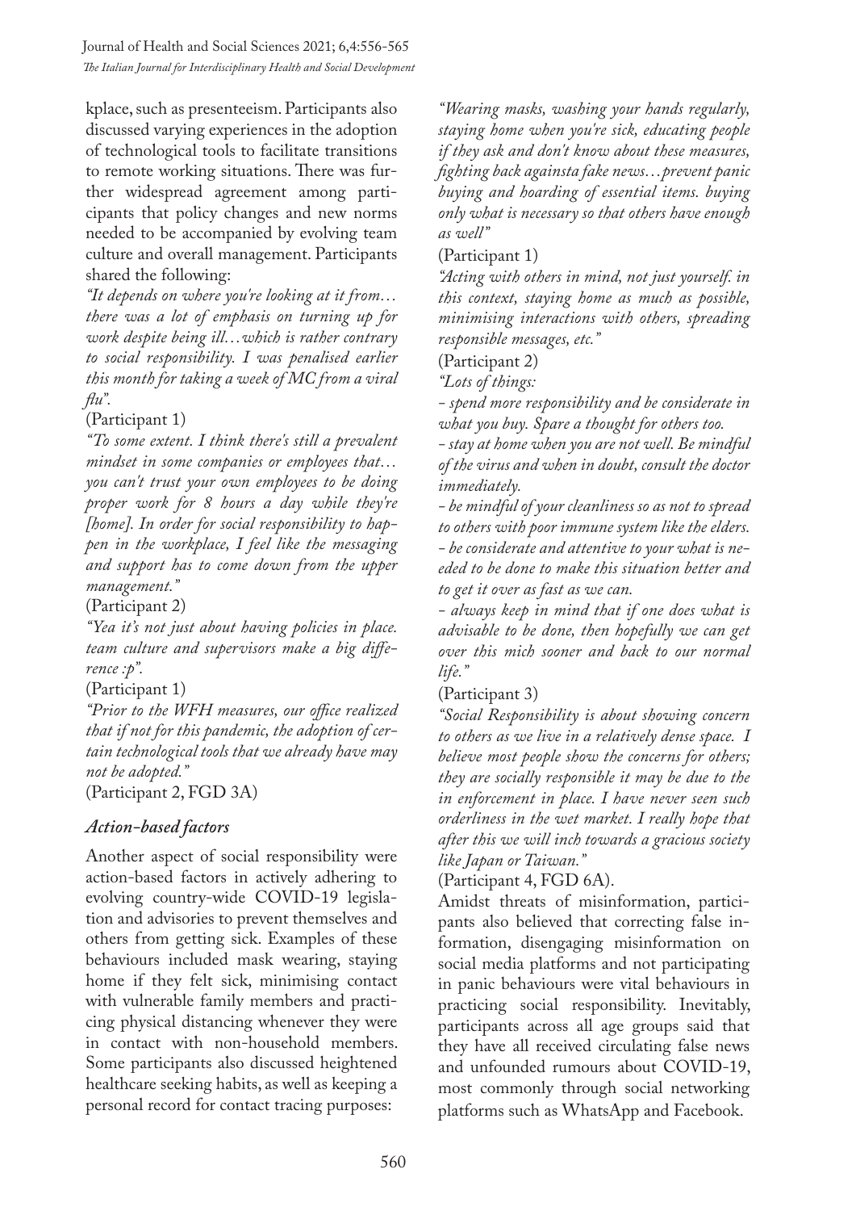kplace, such as presenteeism. Participants also discussed varying experiences in the adoption of technological tools to facilitate transitions to remote working situations. There was further widespread agreement among participants that policy changes and new norms needed to be accompanied by evolving team culture and overall management. Participants shared the following:

*"It depends on where you're looking at it from… there was a lot of emphasis on turning up for work despite being ill…which is rather contrary to social responsibility. I was penalised earlier this month for taking a week of MC from a viral flu".*

(Participant 1)

*"To some extent. I think there's still a prevalent mindset in some companies or employees that… you can't trust your own employees to be doing proper work for 8 hours a day while they're [home]. In order for social responsibility to happen in the workplace, I feel like the messaging and support has to come down from the upper management."*

(Participant 2)

*"Yea it's not just about having policies in place. team culture and supervisors make a big difference :p".*

(Participant 1)

*"Prior to the WFH measures, our office realized that if not for this pandemic, the adoption of certain technological tools that we already have may not be adopted."*

(Participant 2, FGD 3A)

### *Action-based factors*

Another aspect of social responsibility were action-based factors in actively adhering to evolving country-wide COVID-19 legislation and advisories to prevent themselves and others from getting sick. Examples of these behaviours included mask wearing, staying home if they felt sick, minimising contact with vulnerable family members and practicing physical distancing whenever they were in contact with non-household members. Some participants also discussed heightened healthcare seeking habits, as well as keeping a personal record for contact tracing purposes:

*"Wearing masks, washing your hands regularly, staying home when you're sick, educating people if they ask and don't know about these measures, fighting back againsta fake news…prevent panic buying and hoarding of essential items. buying only what is necessary so that others have enough as well"*

(Participant 1)

*"Acting with others in mind, not just yourself. in this context, staying home as much as possible, minimising interactions with others, spreading responsible messages, etc."*

(Participant 2)

*"Lots of things:*

*- spend more responsibility and be considerate in what you buy. Spare a thought for others too.*

*- stay at home when you are not well. Be mindful of the virus and when in doubt, consult the doctor immediately.*

*- be mindful of your cleanliness so as not to spread to others with poor immune system like the elders.*

*- be considerate and attentive to your what is needed to be done to make this situation better and to get it over as fast as we can.*

*- always keep in mind that if one does what is advisable to be done, then hopefully we can get over this mich sooner and back to our normal life."*

(Participant 3)

*"Social Responsibility is about showing concern to others as we live in a relatively dense space. I believe most people show the concerns for others; they are socially responsible it may be due to the in enforcement in place. I have never seen such orderliness in the wet market. I really hope that after this we will inch towards a gracious society like Japan or Taiwan."*

(Participant 4, FGD 6A).

Amidst threats of misinformation, participants also believed that correcting false information, disengaging misinformation on social media platforms and not participating in panic behaviours were vital behaviours in practicing social responsibility. Inevitably, participants across all age groups said that they have all received circulating false news and unfounded rumours about COVID-19, most commonly through social networking platforms such as WhatsApp and Facebook.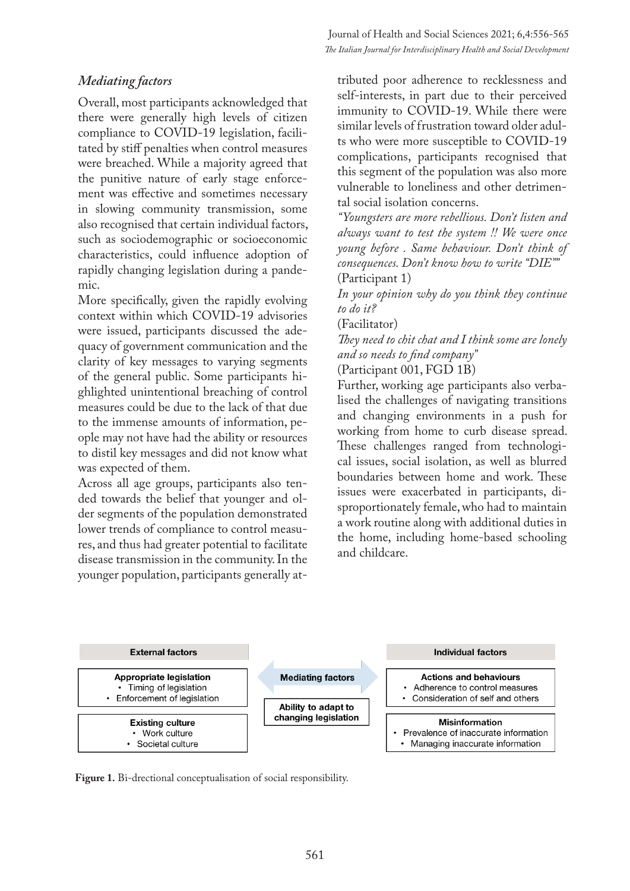## *Mediating factors*

Overall, most participants acknowledged that there were generally high levels of citizen compliance to COVID-19 legislation, facilitated by stiff penalties when control measures were breached. While a majority agreed that the punitive nature of early stage enforcement was effective and sometimes necessary in slowing community transmission, some also recognised that certain individual factors, such as sociodemographic or socioeconomic characteristics, could influence adoption of rapidly changing legislation during a pandemic.

More specifically, given the rapidly evolving context within which COVID-19 advisories were issued, participants discussed the adequacy of government communication and the clarity of key messages to varying segments of the general public. Some participants highlighted unintentional breaching of control measures could be due to the lack of that due to the immense amounts of information, people may not have had the ability or resources to distil key messages and did not know what was expected of them.

Across all age groups, participants also tended towards the belief that younger and older segments of the population demonstrated lower trends of compliance to control measures, and thus had greater potential to facilitate disease transmission in the community. In the younger population, participants generally attributed poor adherence to recklessness and self-interests, in part due to their perceived immunity to COVID-19. While there were similar levels of frustration toward older adults who were more susceptible to COVID-19 complications, participants recognised that this segment of the population was also more vulnerable to loneliness and other detrimental social isolation concerns.

*"Youngsters are more rebellious. Don't listen and always want to test the system !! We were once young before . Same behaviour. Don't think of consequences. Don't know how to write "DIE""*
(Participant 1)

*In your opinion why do you think they continue to do it?*
(Facilitator)

*They need to chit chat and I think some are lonely and so needs to find company"*
(Participant 001, FGD 1B)

Further, working age participants also verbalised the challenges of navigating transitions and changing environments in a push for working from home to curb disease spread. These challenges ranged from technological issues, social isolation, as well as blurred boundaries between home and work. These issues were exacerbated in participants, disproportionately female, who had to maintain a work routine along with additional duties in the home, including home-based schooling and childcare.

External factors

Appropriate legislation
- Timing of legislation
- Enforcement of legislation

Existing culture
- Work culture
- Societal culture

Mediating factors

Ability to adapt to changing legislation

Individual factors

Actions and behaviours
- Adherence to control measures
- Consideration of self and others

Misinformation
- Prevalence of inaccurate information
- Managing inaccurate information

**Figure 1.** Bi-drectional conceptualisation of social responsibility.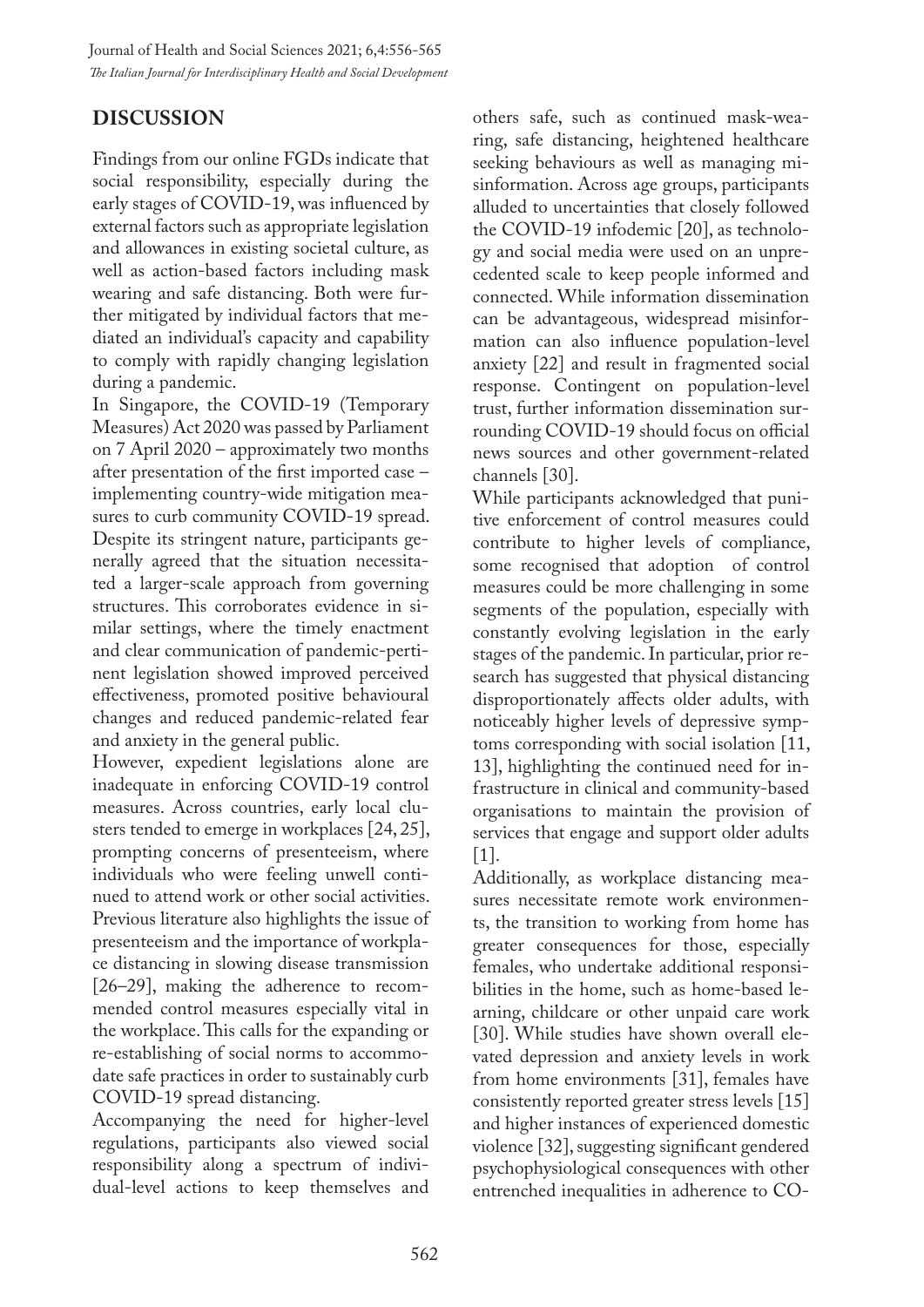## DISCUSSION

Findings from our online FGDs indicate that social responsibility, especially during the early stages of COVID-19, was influenced by external factors such as appropriate legislation and allowances in existing societal culture, as well as action-based factors including mask wearing and safe distancing. Both were further mitigated by individual factors that mediated an individual's capacity and capability to comply with rapidly changing legislation during a pandemic.

In Singapore, the COVID-19 (Temporary Measures) Act 2020 was passed by Parliament on 7 April 2020 – approximately two months after presentation of the first imported case – implementing country-wide mitigation measures to curb community COVID-19 spread. Despite its stringent nature, participants generally agreed that the situation necessitated a larger-scale approach from governing structures. This corroborates evidence in similar settings, where the timely enactment and clear communication of pandemic-pertinent legislation showed improved perceived effectiveness, promoted positive behavioural changes and reduced pandemic-related fear and anxiety in the general public.

However, expedient legislations alone are inadequate in enforcing COVID-19 control measures. Across countries, early local clusters tended to emerge in workplaces [24, 25], prompting concerns of presenteeism, where individuals who were feeling unwell continued to attend work or other social activities. Previous literature also highlights the issue of presenteeism and the importance of workplace distancing in slowing disease transmission [26–29], making the adherence to recommended control measures especially vital in the workplace. This calls for the expanding or re-establishing of social norms to accommodate safe practices in order to sustainably curb COVID-19 spread distancing.

Accompanying the need for higher-level regulations, participants also viewed social responsibility along a spectrum of individual-level actions to keep themselves and others safe, such as continued mask-wearing, safe distancing, heightened healthcare seeking behaviours as well as managing misinformation. Across age groups, participants alluded to uncertainties that closely followed the COVID-19 infodemic [20], as technology and social media were used on an unprecedented scale to keep people informed and connected. While information dissemination can be advantageous, widespread misinformation can also influence population-level anxiety [22] and result in fragmented social response. Contingent on population-level trust, further information dissemination surrounding COVID-19 should focus on official news sources and other government-related channels [30].

While participants acknowledged that punitive enforcement of control measures could contribute to higher levels of compliance, some recognised that adoption of control measures could be more challenging in some segments of the population, especially with constantly evolving legislation in the early stages of the pandemic. In particular, prior research has suggested that physical distancing disproportionately affects older adults, with noticeably higher levels of depressive symptoms corresponding with social isolation [11, 13], highlighting the continued need for infrastructure in clinical and community-based organisations to maintain the provision of services that engage and support older adults [1].

Additionally, as workplace distancing measures necessitate remote work environments, the transition to working from home has greater consequences for those, especially females, who undertake additional responsibilities in the home, such as home-based learning, childcare or other unpaid care work [30]. While studies have shown overall elevated depression and anxiety levels in work from home environments [31], females have consistently reported greater stress levels [15] and higher instances of experienced domestic violence [32], suggesting significant gendered psychophysiological consequences with other entrenched inequalities in adherence to CO-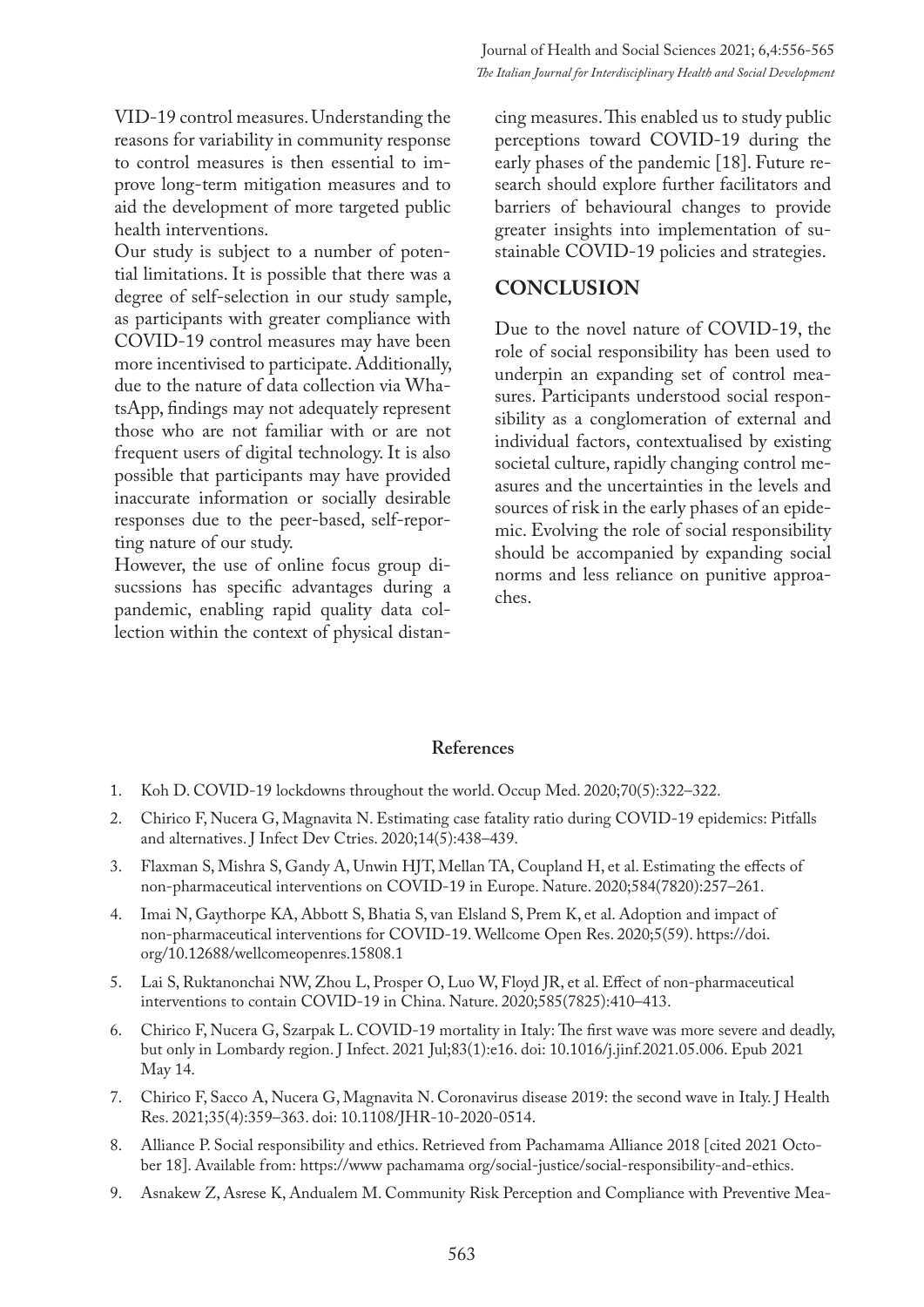VID-19 control measures. Understanding the reasons for variability in community response to control measures is then essential to improve long-term mitigation measures and to aid the development of more targeted public health interventions.

Our study is subject to a number of potential limitations. It is possible that there was a degree of self-selection in our study sample, as participants with greater compliance with COVID-19 control measures may have been more incentivised to participate. Additionally, due to the nature of data collection via WhatsApp, findings may not adequately represent those who are not familiar with or are not frequent users of digital technology. It is also possible that participants may have provided inaccurate information or socially desirable responses due to the peer-based, self-reporting nature of our study.

However, the use of online focus group disucssions has specific advantages during a pandemic, enabling rapid quality data collection within the context of physical distancing measures. This enabled us to study public perceptions toward COVID-19 during the early phases of the pandemic [18]. Future research should explore further facilitators and barriers of behavioural changes to provide greater insights into implementation of sustainable COVID-19 policies and strategies.

## CONCLUSION

Due to the novel nature of COVID-19, the role of social responsibility has been used to underpin an expanding set of control measures. Participants understood social responsibility as a conglomeration of external and individual factors, contextualised by existing societal culture, rapidly changing control measures and the uncertainties in the levels and sources of risk in the early phases of an epidemic. Evolving the role of social responsibility should be accompanied by expanding social norms and less reliance on punitive approaches.

## References

1. Koh D. COVID-19 lockdowns throughout the world. Occup Med. 2020;70(5):322–322.
2. Chirico F, Nucera G, Magnavita N. Estimating case fatality ratio during COVID-19 epidemics: Pitfalls and alternatives. J Infect Dev Ctries. 2020;14(5):438–439.
3. Flaxman S, Mishra S, Gandy A, Unwin HJT, Mellan TA, Coupland H, et al. Estimating the effects of non-pharmaceutical interventions on COVID-19 in Europe. Nature. 2020;584(7820):257–261.
4. Imai N, Gaythorpe KA, Abbott S, Bhatia S, van Elsland S, Prem K, et al. Adoption and impact of non-pharmaceutical interventions for COVID-19. Wellcome Open Res. 2020;5(59). https://doi.org/10.12688/wellcomeopenres.15808.1
5. Lai S, Ruktanonchai NW, Zhou L, Prosper O, Luo W, Floyd JR, et al. Effect of non-pharmaceutical interventions to contain COVID-19 in China. Nature. 2020;585(7825):410–413.
6. Chirico F, Nucera G, Szarpak L. COVID-19 mortality in Italy: The first wave was more severe and deadly, but only in Lombardy region. J Infect. 2021 Jul;83(1):e16. doi: 10.1016/j.jinf.2021.05.006. Epub 2021 May 14.
7. Chirico F, Sacco A, Nucera G, Magnavita N. Coronavirus disease 2019: the second wave in Italy. J Health Res. 2021;35(4):359–363. doi: 10.1108/JHR-10-2020-0514.
8. Alliance P. Social responsibility and ethics. Retrieved from Pachamama Alliance 2018 [cited 2021 October 18]. Available from: https://www pachamama org/social-justice/social-responsibility-and-ethics.
9. Asnakew Z, Asrese K, Andualem M. Community Risk Perception and Compliance with Preventive Mea-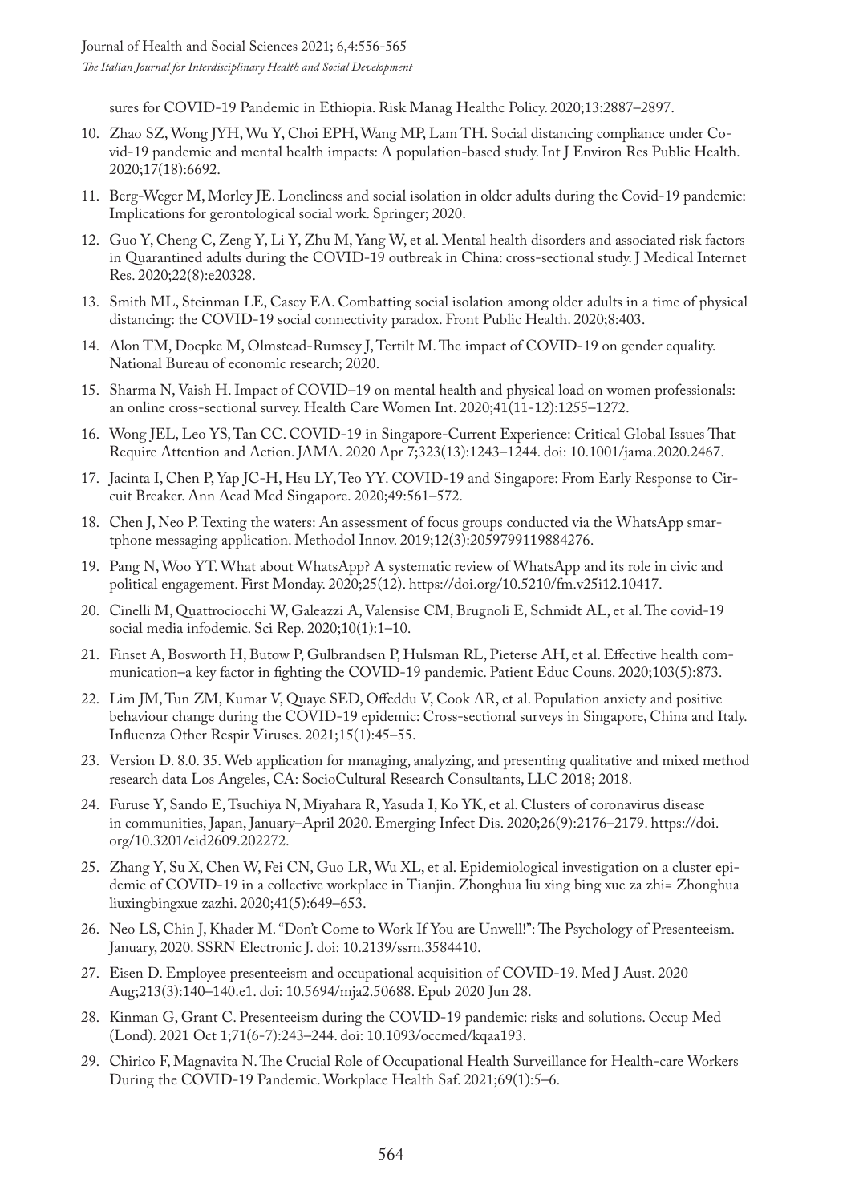sures for COVID-19 Pandemic in Ethiopia. Risk Manag Healthc Policy. 2020;13:2887–2897.

10. Zhao SZ, Wong JYH, Wu Y, Choi EPH, Wang MP, Lam TH. Social distancing compliance under Covid-19 pandemic and mental health impacts: A population-based study. Int J Environ Res Public Health. 2020;17(18):6692.
11. Berg-Weger M, Morley JE. Loneliness and social isolation in older adults during the Covid-19 pandemic: Implications for gerontological social work. Springer; 2020.
12. Guo Y, Cheng C, Zeng Y, Li Y, Zhu M, Yang W, et al. Mental health disorders and associated risk factors in Quarantined adults during the COVID-19 outbreak in China: cross-sectional study. J Medical Internet Res. 2020;22(8):e20328.
13. Smith ML, Steinman LE, Casey EA. Combatting social isolation among older adults in a time of physical distancing: the COVID-19 social connectivity paradox. Front Public Health. 2020;8:403.
14. Alon TM, Doepke M, Olmstead-Rumsey J, Tertilt M. The impact of COVID-19 on gender equality. National Bureau of economic research; 2020.
15. Sharma N, Vaish H. Impact of COVID–19 on mental health and physical load on women professionals: an online cross-sectional survey. Health Care Women Int. 2020;41(11-12):1255–1272.
16. Wong JEL, Leo YS, Tan CC. COVID-19 in Singapore-Current Experience: Critical Global Issues That Require Attention and Action. JAMA. 2020 Apr 7;323(13):1243–1244. doi: 10.1001/jama.2020.2467.
17. Jacinta I, Chen P, Yap JC-H, Hsu LY, Teo YY. COVID-19 and Singapore: From Early Response to Circuit Breaker. Ann Acad Med Singapore. 2020;49:561–572.
18. Chen J, Neo P. Texting the waters: An assessment of focus groups conducted via the WhatsApp smartphone messaging application. Methodol Innov. 2019;12(3):2059799119884276.
19. Pang N, Woo YT. What about WhatsApp? A systematic review of WhatsApp and its role in civic and political engagement. First Monday. 2020;25(12). https://doi.org/10.5210/fm.v25i12.10417.
20. Cinelli M, Quattrociocchi W, Galeazzi A, Valensise CM, Brugnoli E, Schmidt AL, et al. The covid-19 social media infodemic. Sci Rep. 2020;10(1):1–10.
21. Finset A, Bosworth H, Butow P, Gulbrandsen P, Hulsman RL, Pieterse AH, et al. Effective health communication–a key factor in fighting the COVID-19 pandemic. Patient Educ Couns. 2020;103(5):873.
22. Lim JM, Tun ZM, Kumar V, Quaye SED, Offeddu V, Cook AR, et al. Population anxiety and positive behaviour change during the COVID-19 epidemic: Cross-sectional surveys in Singapore, China and Italy. Influenza Other Respir Viruses. 2021;15(1):45–55.
23. Version D. 8.0. 35. Web application for managing, analyzing, and presenting qualitative and mixed method research data Los Angeles, CA: SocioCultural Research Consultants, LLC 2018; 2018.
24. Furuse Y, Sando E, Tsuchiya N, Miyahara R, Yasuda I, Ko YK, et al. Clusters of coronavirus disease in communities, Japan, January–April 2020. Emerging Infect Dis. 2020;26(9):2176–2179. https://doi.org/10.3201/eid2609.202272.
25. Zhang Y, Su X, Chen W, Fei CN, Guo LR, Wu XL, et al. Epidemiological investigation on a cluster epidemic of COVID-19 in a collective workplace in Tianjin. Zhonghua liu xing bing xue za zhi= Zhonghua liuxingbingxue zazhi. 2020;41(5):649–653.
26. Neo LS, Chin J, Khader M. "Don't Come to Work If You are Unwell!": The Psychology of Presenteeism. January, 2020. SSRN Electronic J. doi: 10.2139/ssrn.3584410.
27. Eisen D. Employee presenteeism and occupational acquisition of COVID-19. Med J Aust. 2020 Aug;213(3):140–140.e1. doi: 10.5694/mja2.50688. Epub 2020 Jun 28.
28. Kinman G, Grant C. Presenteeism during the COVID-19 pandemic: risks and solutions. Occup Med (Lond). 2021 Oct 1;71(6-7):243–244. doi: 10.1093/occmed/kqaa193.
29. Chirico F, Magnavita N. The Crucial Role of Occupational Health Surveillance for Health-care Workers During the COVID-19 Pandemic. Workplace Health Saf. 2021;69(1):5–6.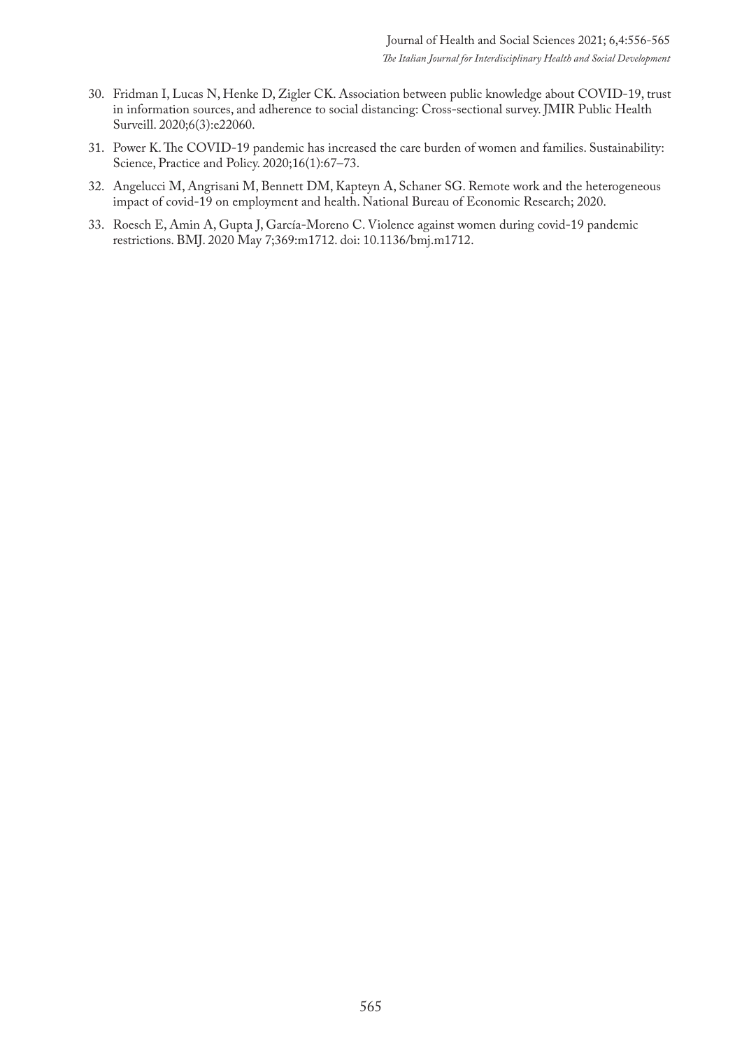30. Fridman I, Lucas N, Henke D, Zigler CK. Association between public knowledge about COVID-19, trust in information sources, and adherence to social distancing: Cross-sectional survey. JMIR Public Health Surveill. 2020;6(3):e22060.
31. Power K. The COVID-19 pandemic has increased the care burden of women and families. Sustainability: Science, Practice and Policy. 2020;16(1):67–73.
32. Angelucci M, Angrisani M, Bennett DM, Kapteyn A, Schaner SG. Remote work and the heterogeneous impact of covid-19 on employment and health. National Bureau of Economic Research; 2020.
33. Roesch E, Amin A, Gupta J, García-Moreno C. Violence against women during covid-19 pandemic restrictions. BMJ. 2020 May 7;369:m1712. doi: 10.1136/bmj.m1712.